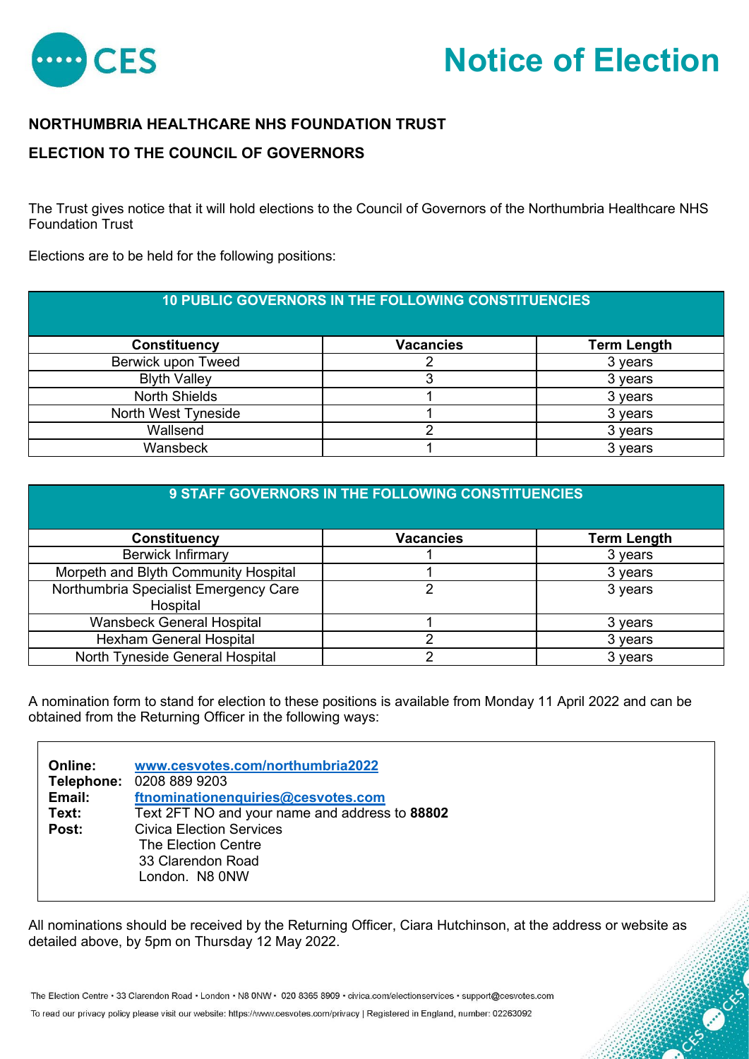# Notice of Election

## NORTHUMBRIA HEALTHCARE NHS FOUNDATION TRUST

## ELECTION TO THE COUNCIL OF GOVERNORS

The Trust gives notice that it will hold elections to the Council of Governors of the Northumbria Healthcare NHS Foundation Trust

Elections are to be held for the following positions:

**10 PUBLIC GOVERNORS IN THE FOLLOWING CONSTITUENCIES**

| Constituency | Vacancies | Term Length |
|---|---|---|
| Berwick upon Tweed | 2 | 3 years |
| Blyth Valley | 3 | 3 years |
| North Shields | 1 | 3 years |
| North West Tyneside | 1 | 3 years |
| Wallsend | 2 | 3 years |
| Wansbeck | 1 | 3 years |

**9 STAFF GOVERNORS IN THE FOLLOWING CONSTITUENCIES**

| Constituency | Vacancies | Term Length |
|---|---|---|
| Berwick Infirmary | 1 | 3 years |
| Morpeth and Blyth Community Hospital | 1 | 3 years |
| Northumbria Specialist Emergency Care Hospital | 2 | 3 years |
| Wansbeck General Hospital | 1 | 3 years |
| Hexham General Hospital | 2 | 3 years |
| North Tyneside General Hospital | 2 | 3 years |

A nomination form to stand for election to these positions is available from Monday 11 April 2022 and can be obtained from the Returning Officer in the following ways:

**Online:** www.cesvotes.com/northumbria2022
**Telephone:** 0208 889 9203
**Email:** ftnominationenquiries@cesvotes.com
**Text:** Text 2FT NO and your name and address to **88802**
**Post:** Civica Election Services
The Election Centre
33 Clarendon Road
London. N8 0NW

All nominations should be received by the Returning Officer, Ciara Hutchinson, at the address or website as detailed above, by 5pm on Thursday 12 May 2022.

The Election Centre • 33 Clarendon Road • London • N8 0NW • 020 8365 8909 • civica.com/electionservices • support@cesvotes.com

To read our privacy policy please visit our website: https://www.cesvotes.com/privacy | Registered in England, number: 02263092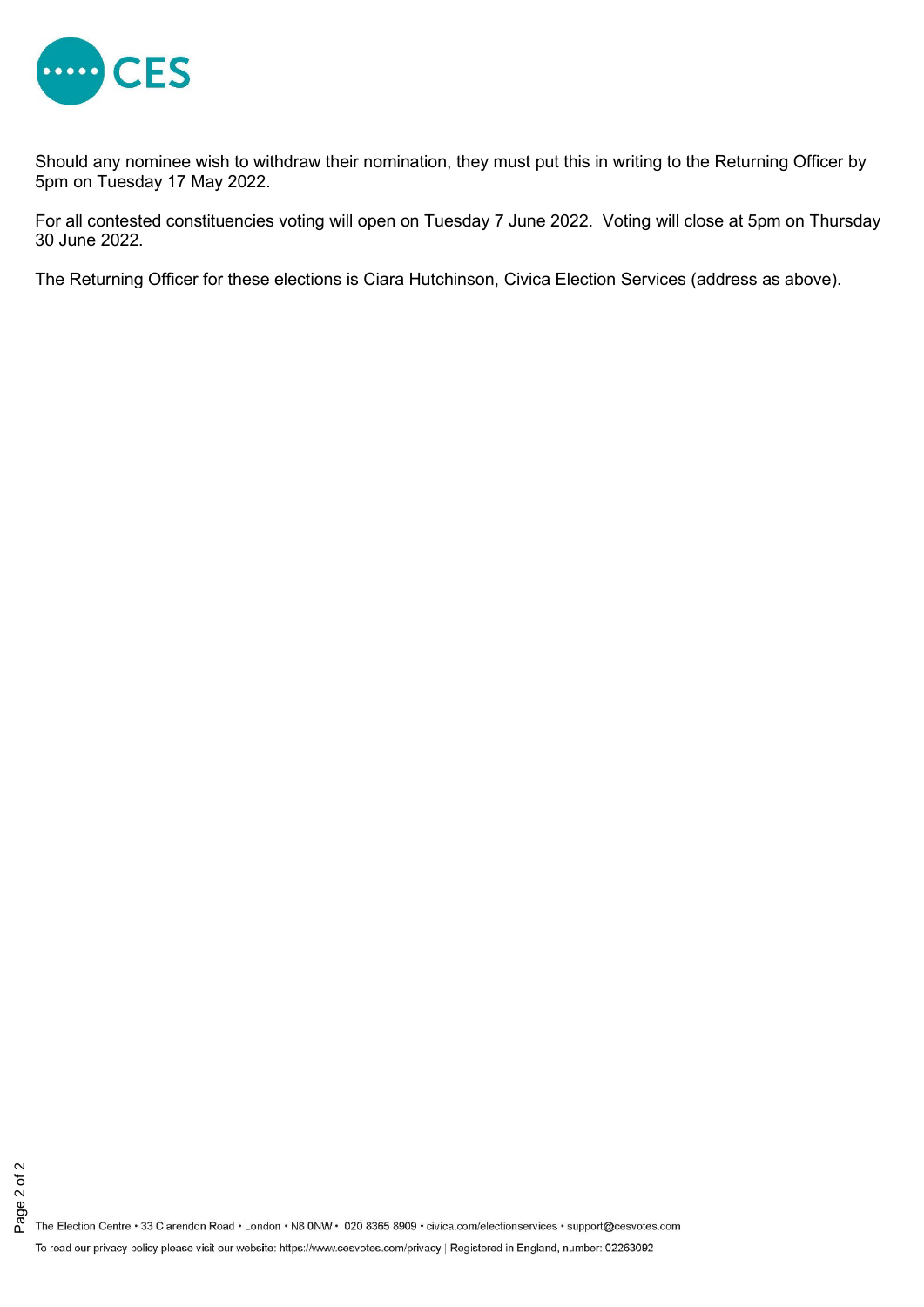Should any nominee wish to withdraw their nomination, they must put this in writing to the Returning Officer by 5pm on Tuesday 17 May 2022.

For all contested constituencies voting will open on Tuesday 7 June 2022. Voting will close at 5pm on Thursday 30 June 2022.

The Returning Officer for these elections is Ciara Hutchinson, Civica Election Services (address as above).